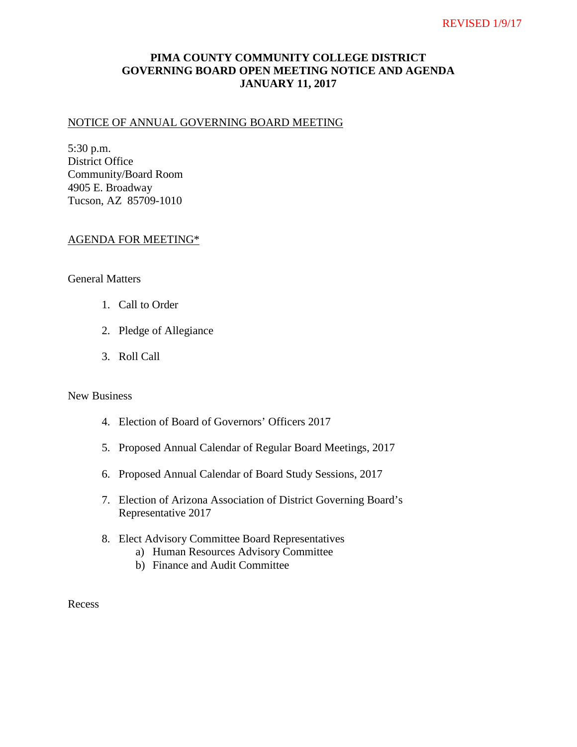REVISED 1/9/17

# PIMA COUNTY COMMUNITY COLLEGE DISTRICT
# GOVERNING BOARD OPEN MEETING NOTICE AND AGENDA
# JANUARY 11, 2017

NOTICE OF ANNUAL GOVERNING BOARD MEETING

5:30 p.m.
District Office
Community/Board Room
4905 E. Broadway
Tucson, AZ 85709-1010

AGENDA FOR MEETING*

General Matters

1. Call to Order
2. Pledge of Allegiance
3. Roll Call

New Business

4. Election of Board of Governors' Officers 2017
5. Proposed Annual Calendar of Regular Board Meetings, 2017
6. Proposed Annual Calendar of Board Study Sessions, 2017
7. Election of Arizona Association of District Governing Board's Representative 2017
8. Elect Advisory Committee Board Representatives
    a) Human Resources Advisory Committee
    b) Finance and Audit Committee

Recess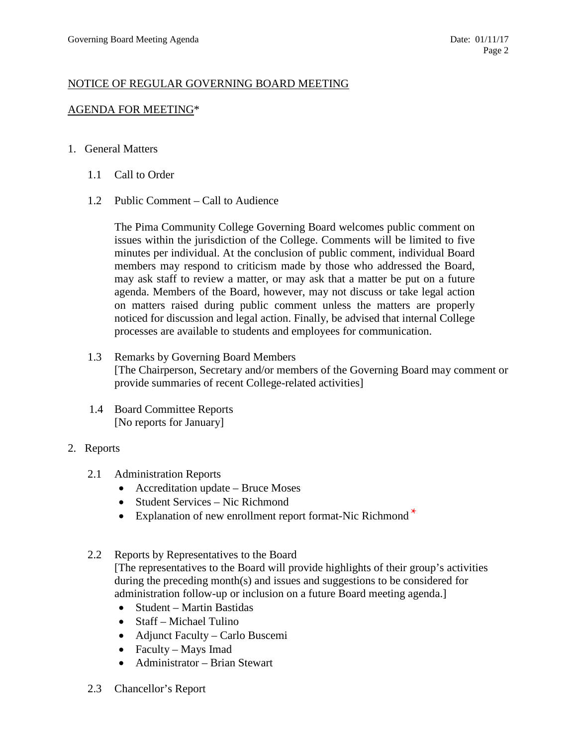NOTICE OF REGULAR GOVERNING BOARD MEETING

AGENDA FOR MEETING*

1. General Matters

   1.1 Call to Order

   1.2 Public Comment – Call to Audience

   The Pima Community College Governing Board welcomes public comment on issues within the jurisdiction of the College. Comments will be limited to five minutes per individual. At the conclusion of public comment, individual Board members may respond to criticism made by those who addressed the Board, may ask staff to review a matter, or may ask that a matter be put on a future agenda. Members of the Board, however, may not discuss or take legal action on matters raised during public comment unless the matters are properly noticed for discussion and legal action. Finally, be advised that internal College processes are available to students and employees for communication.

   1.3 Remarks by Governing Board Members
   [The Chairperson, Secretary and/or members of the Governing Board may comment or provide summaries of recent College-related activities]

   1.4 Board Committee Reports
   [No reports for January]

2. Reports

   2.1 Administration Reports
   - Accreditation update – Bruce Moses
   - Student Services – Nic Richmond
   - Explanation of new enrollment report format-Nic Richmond *

   2.2 Reports by Representatives to the Board
   [The representatives to the Board will provide highlights of their group's activities during the preceding month(s) and issues and suggestions to be considered for administration follow-up or inclusion on a future Board meeting agenda.]
   - Student – Martin Bastidas
   - Staff – Michael Tulino
   - Adjunct Faculty – Carlo Buscemi
   - Faculty – Mays Imad
   - Administrator – Brian Stewart

   2.3 Chancellor's Report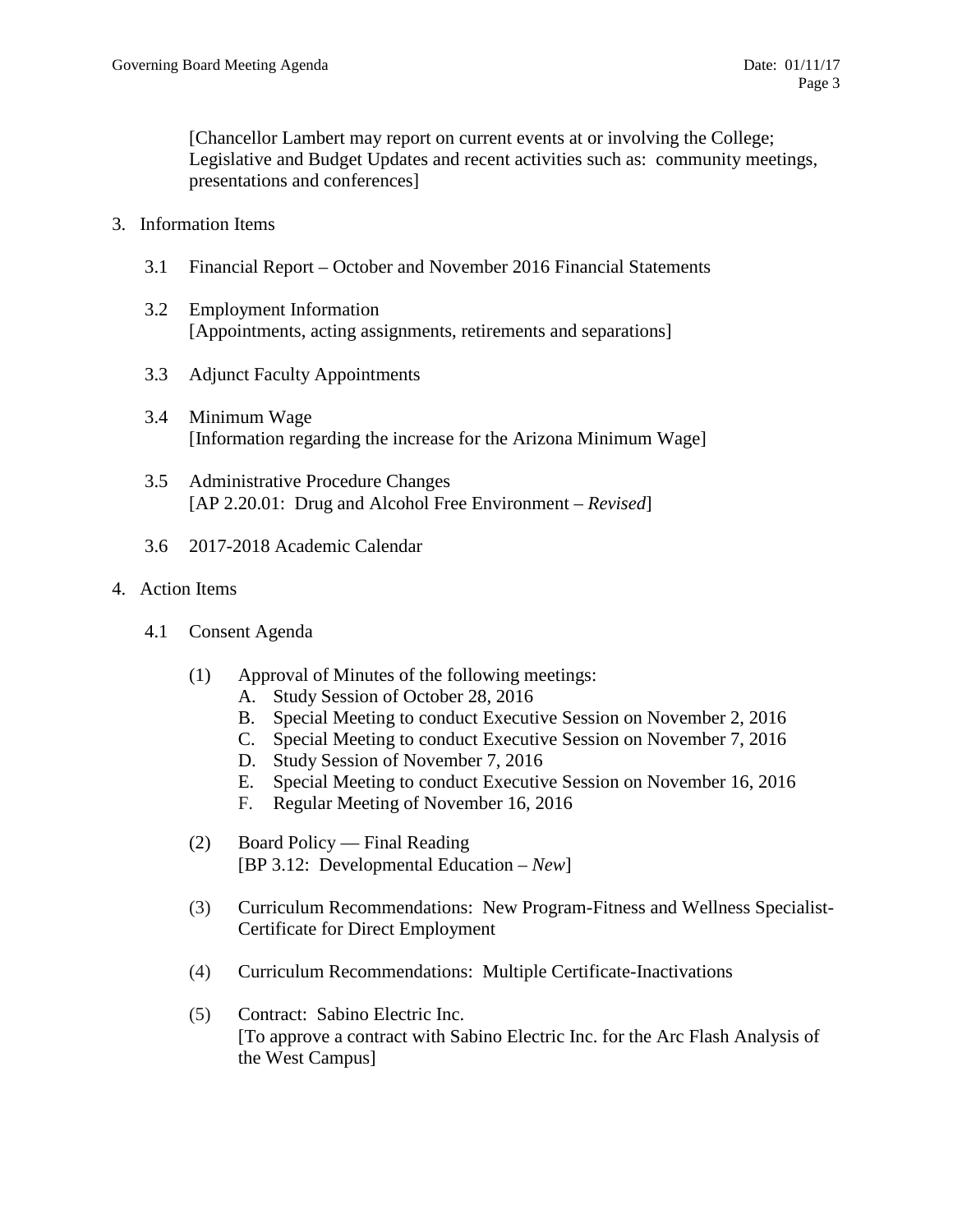[Chancellor Lambert may report on current events at or involving the College; Legislative and Budget Updates and recent activities such as: community meetings, presentations and conferences]

3. Information Items

   3.1 Financial Report – October and November 2016 Financial Statements

   3.2 Employment Information
   [Appointments, acting assignments, retirements and separations]

   3.3 Adjunct Faculty Appointments

   3.4 Minimum Wage
   [Information regarding the increase for the Arizona Minimum Wage]

   3.5 Administrative Procedure Changes
   [AP 2.20.01: Drug and Alcohol Free Environment – *Revised*]

   3.6 2017-2018 Academic Calendar

4. Action Items

   4.1 Consent Agenda

      (1) Approval of Minutes of the following meetings:
         A. Study Session of October 28, 2016
         B. Special Meeting to conduct Executive Session on November 2, 2016
         C. Special Meeting to conduct Executive Session on November 7, 2016
         D. Study Session of November 7, 2016
         E. Special Meeting to conduct Executive Session on November 16, 2016
         F. Regular Meeting of November 16, 2016

      (2) Board Policy — Final Reading
      [BP 3.12: Developmental Education – *New*]

      (3) Curriculum Recommendations: New Program-Fitness and Wellness Specialist-Certificate for Direct Employment

      (4) Curriculum Recommendations: Multiple Certificate-Inactivations

      (5) Contract: Sabino Electric Inc.
      [To approve a contract with Sabino Electric Inc. for the Arc Flash Analysis of the West Campus]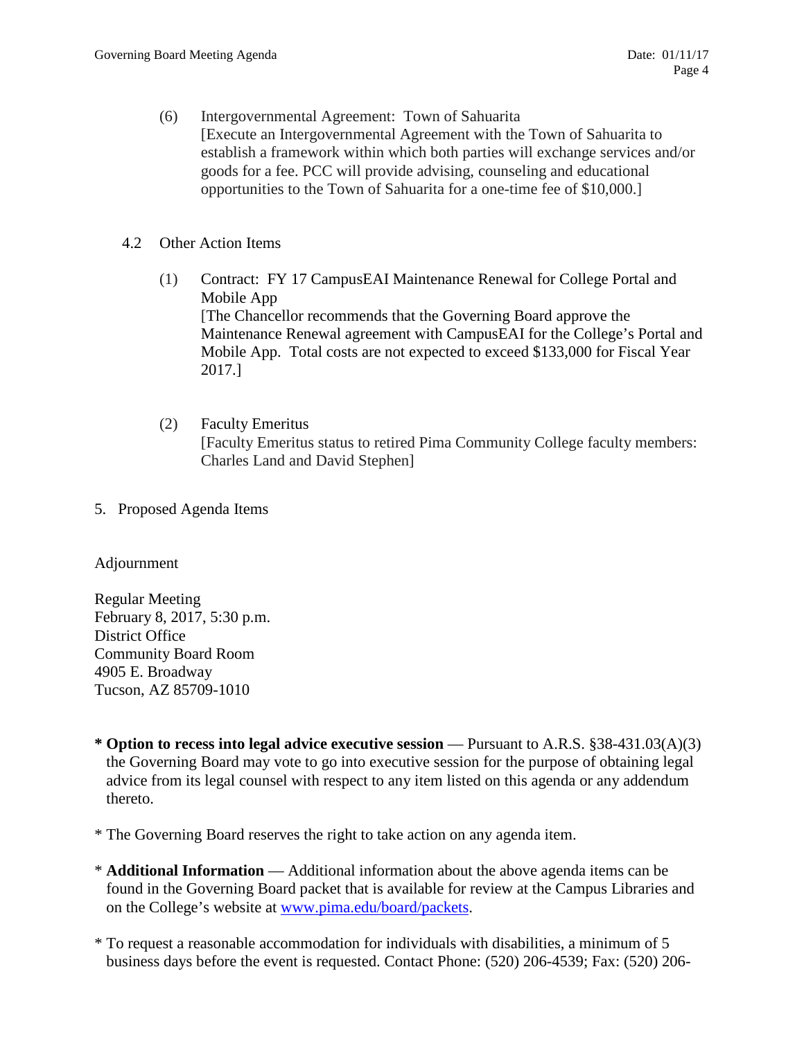(6) Intergovernmental Agreement: Town of Sahuarita
[Execute an Intergovernmental Agreement with the Town of Sahuarita to establish a framework within which both parties will exchange services and/or goods for a fee. PCC will provide advising, counseling and educational opportunities to the Town of Sahuarita for a one-time fee of $10,000.]

4.2 Other Action Items

(1) Contract: FY 17 CampusEAI Maintenance Renewal for College Portal and Mobile App
[The Chancellor recommends that the Governing Board approve the Maintenance Renewal agreement with CampusEAI for the College's Portal and Mobile App. Total costs are not expected to exceed $133,000 for Fiscal Year 2017.]

(2) Faculty Emeritus
[Faculty Emeritus status to retired Pima Community College faculty members: Charles Land and David Stephen]

5. Proposed Agenda Items

Adjournment

Regular Meeting
February 8, 2017, 5:30 p.m.
District Office
Community Board Room
4905 E. Broadway
Tucson, AZ 85709-1010

* **Option to recess into legal advice executive session** — Pursuant to A.R.S. §38-431.03(A)(3) the Governing Board may vote to go into executive session for the purpose of obtaining legal advice from its legal counsel with respect to any item listed on this agenda or any addendum thereto.

* The Governing Board reserves the right to take action on any agenda item.

* **Additional Information** — Additional information about the above agenda items can be found in the Governing Board packet that is available for review at the Campus Libraries and on the College's website at www.pima.edu/board/packets.

* To request a reasonable accommodation for individuals with disabilities, a minimum of 5 business days before the event is requested. Contact Phone: (520) 206-4539; Fax: (520) 206-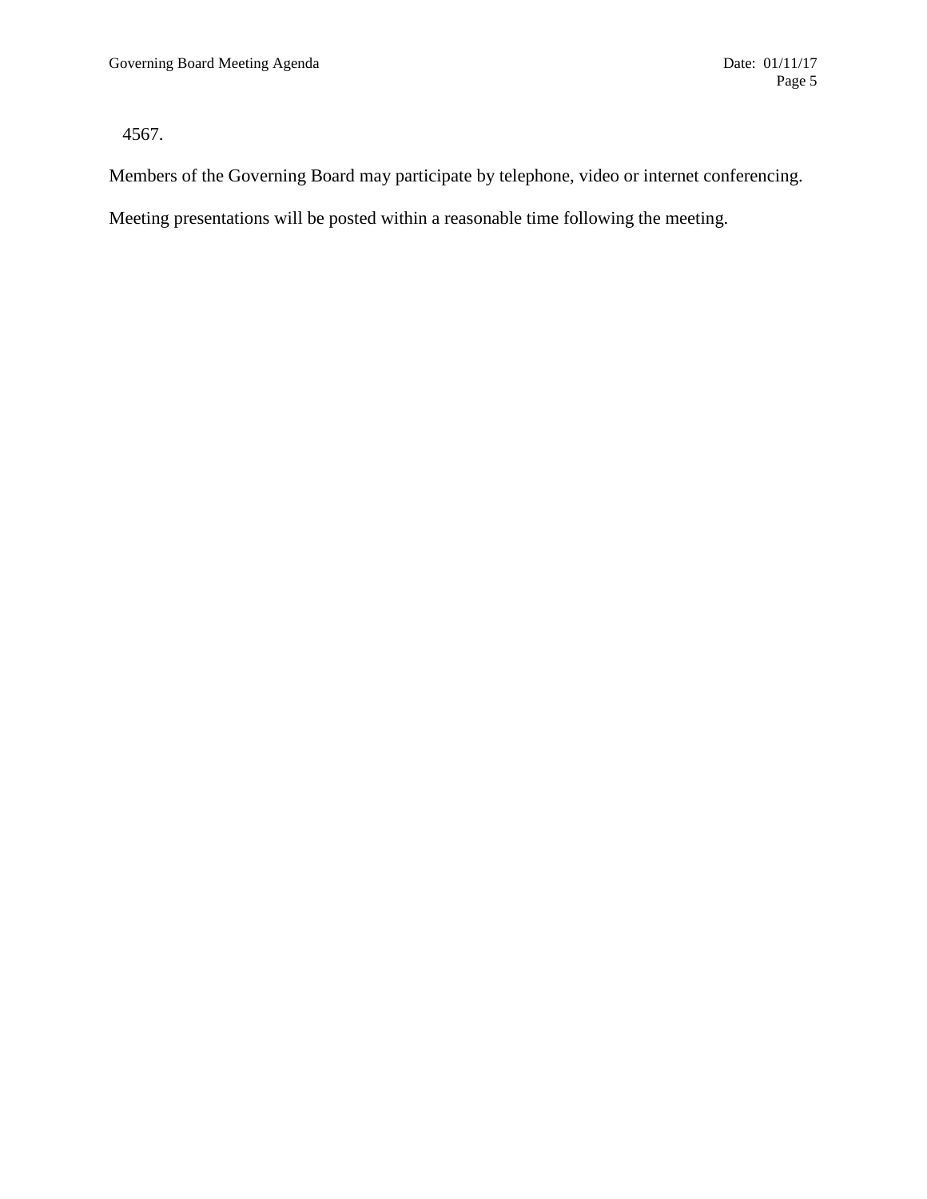4567.

Members of the Governing Board may participate by telephone, video or internet conferencing.

Meeting presentations will be posted within a reasonable time following the meeting.